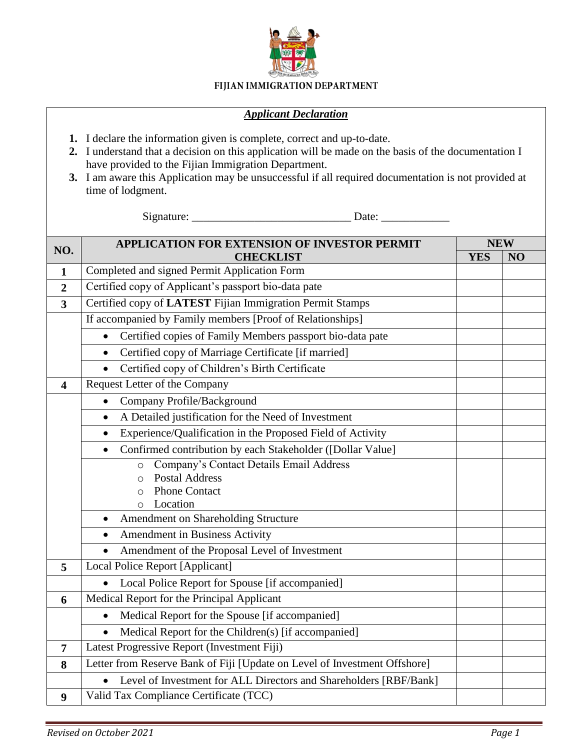**FIJIAN IMMIGRATION DEPARTMENT**

***Applicant Declaration***

1. I declare the information given is complete, correct and up-to-date.
2. I understand that a decision on this application will be made on the basis of the documentation I have provided to the Fijian Immigration Department.
3. I am aware this Application may be unsuccessful if all required documentation is not provided at time of lodgment.

Signature: ___________________________ Date: ____________

| NO. | APPLICATION FOR EXTENSION OF INVESTOR PERMIT CHECKLIST | NEW | |
|---|---|---|---|
| | | YES | NO |
| 1 | Completed and signed Permit Application Form | | |
| 2 | Certified copy of Applicant's passport bio-data pate | | |
| 3 | Certified copy of **LATEST** Fijian Immigration Permit Stamps | | |
| | If accompanied by Family members [Proof of Relationships] | | |
| | • Certified copies of Family Members passport bio-data pate | | |
| | • Certified copy of Marriage Certificate [if married] | | |
| | • Certified copy of Children's Birth Certificate | | |
| 4 | Request Letter of the Company | | |
| | • Company Profile/Background | | |
| | • A Detailed justification for the Need of Investment | | |
| | • Experience/Qualification in the Proposed Field of Activity | | |
| | • Confirmed contribution by each Stakeholder ([Dollar Value] | | |
| | ○ Company's Contact Details Email Address<br>○ Postal Address<br>○ Phone Contact<br>○ Location | | |
| | • Amendment on Shareholding Structure | | |
| | • Amendment in Business Activity | | |
| | • Amendment of the Proposal Level of Investment | | |
| 5 | Local Police Report [Applicant] | | |
| | • Local Police Report for Spouse [if accompanied] | | |
| 6 | Medical Report for the Principal Applicant | | |
| | • Medical Report for the Spouse [if accompanied] | | |
| | • Medical Report for the Children(s) [if accompanied] | | |
| 7 | Latest Progressive Report (Investment Fiji) | | |
| 8 | Letter from Reserve Bank of Fiji [Update on Level of Investment Offshore] | | |
| | • Level of Investment for ALL Directors and Shareholders [RBF/Bank] | | |
| 9 | Valid Tax Compliance Certificate (TCC) | | |

*Revised on October 2021*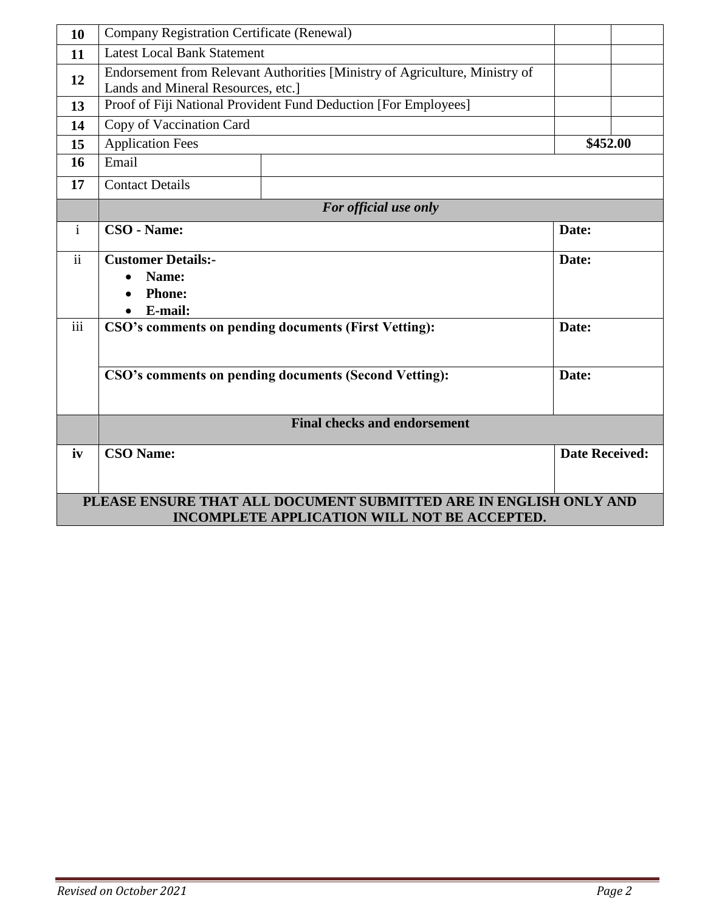| | | | |
|---|---|---|---|
| **10** | Company Registration Certificate (Renewal) | | |
| **11** | Latest Local Bank Statement | | |
| **12** | Endorsement from Relevant Authorities [Ministry of Agriculture, Ministry of Lands and Mineral Resources, etc.] | | |
| **13** | Proof of Fiji National Provident Fund Deduction [For Employees] | | |
| **14** | Copy of Vaccination Card | | |
| **15** | Application Fees | **$452.00** | |
| **16** | Email | | |
| **17** | Contact Details | | |
| | ***For official use only*** | | |
| i | **CSO - Name:** | **Date:** | |
| ii | **Customer Details:-**<br>• **Name:**<br>• **Phone:**<br>• **E-mail:** | **Date:** | |
| iii | **CSO's comments on pending documents (First Vetting):** | **Date:** | |
| | **CSO's comments on pending documents (Second Vetting):** | **Date:** | |
| | **Final checks and endorsement** | | |
| **iv** | **CSO Name:** | **Date Received:** | |

**PLEASE ENSURE THAT ALL DOCUMENT SUBMITTED ARE IN ENGLISH ONLY AND INCOMPLETE APPLICATION WILL NOT BE ACCEPTED.**

*Revised on October 2021*